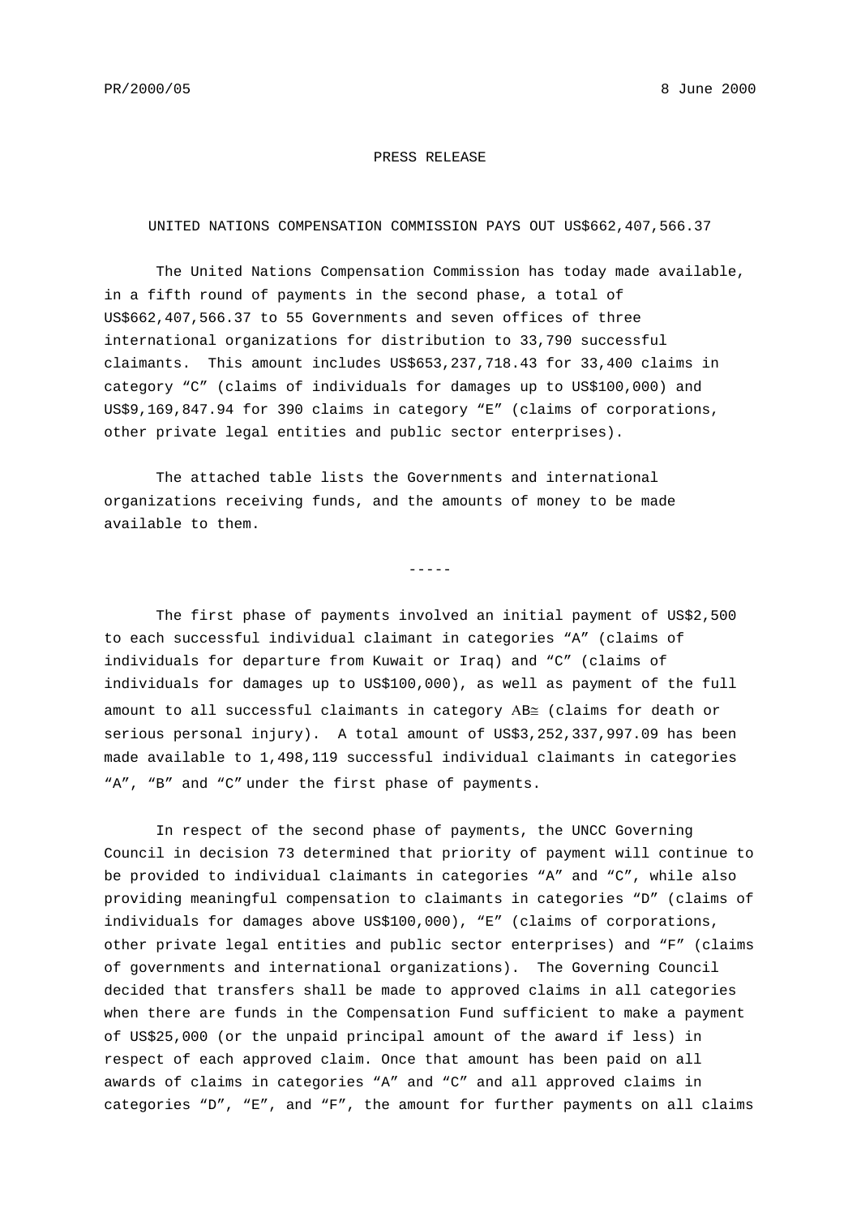PR/2000/05 8 June 2000

PRESS RELEASE

UNITED NATIONS COMPENSATION COMMISSION PAYS OUT US$662,407,566.37

The United Nations Compensation Commission has today made available, in a fifth round of payments in the second phase, a total of US$662,407,566.37 to 55 Governments and seven offices of three international organizations for distribution to 33,790 successful claimants. This amount includes US$653,237,718.43 for 33,400 claims in category “C” (claims of individuals for damages up to US$100,000) and US$9,169,847.94 for 390 claims in category “E” (claims of corporations, other private legal entities and public sector enterprises).

The attached table lists the Governments and international organizations receiving funds, and the amounts of money to be made available to them.

-----

The first phase of payments involved an initial payment of US$2,500 to each successful individual claimant in categories “A” (claims of individuals for departure from Kuwait or Iraq) and “C” (claims of individuals for damages up to US$100,000), as well as payment of the full amount to all successful claimants in category AB≅ (claims for death or serious personal injury). A total amount of US$3,252,337,997.09 has been made available to 1,498,119 successful individual claimants in categories “A”, “B” and “C” under the first phase of payments.

In respect of the second phase of payments, the UNCC Governing Council in decision 73 determined that priority of payment will continue to be provided to individual claimants in categories “A” and “C”, while also providing meaningful compensation to claimants in categories “D” (claims of individuals for damages above US$100,000), “E” (claims of corporations, other private legal entities and public sector enterprises) and “F” (claims of governments and international organizations). The Governing Council decided that transfers shall be made to approved claims in all categories when there are funds in the Compensation Fund sufficient to make a payment of US$25,000 (or the unpaid principal amount of the award if less) in respect of each approved claim. Once that amount has been paid on all awards of claims in categories “A” and “C” and all approved claims in categories “D”, “E”, and “F”, the amount for further payments on all claims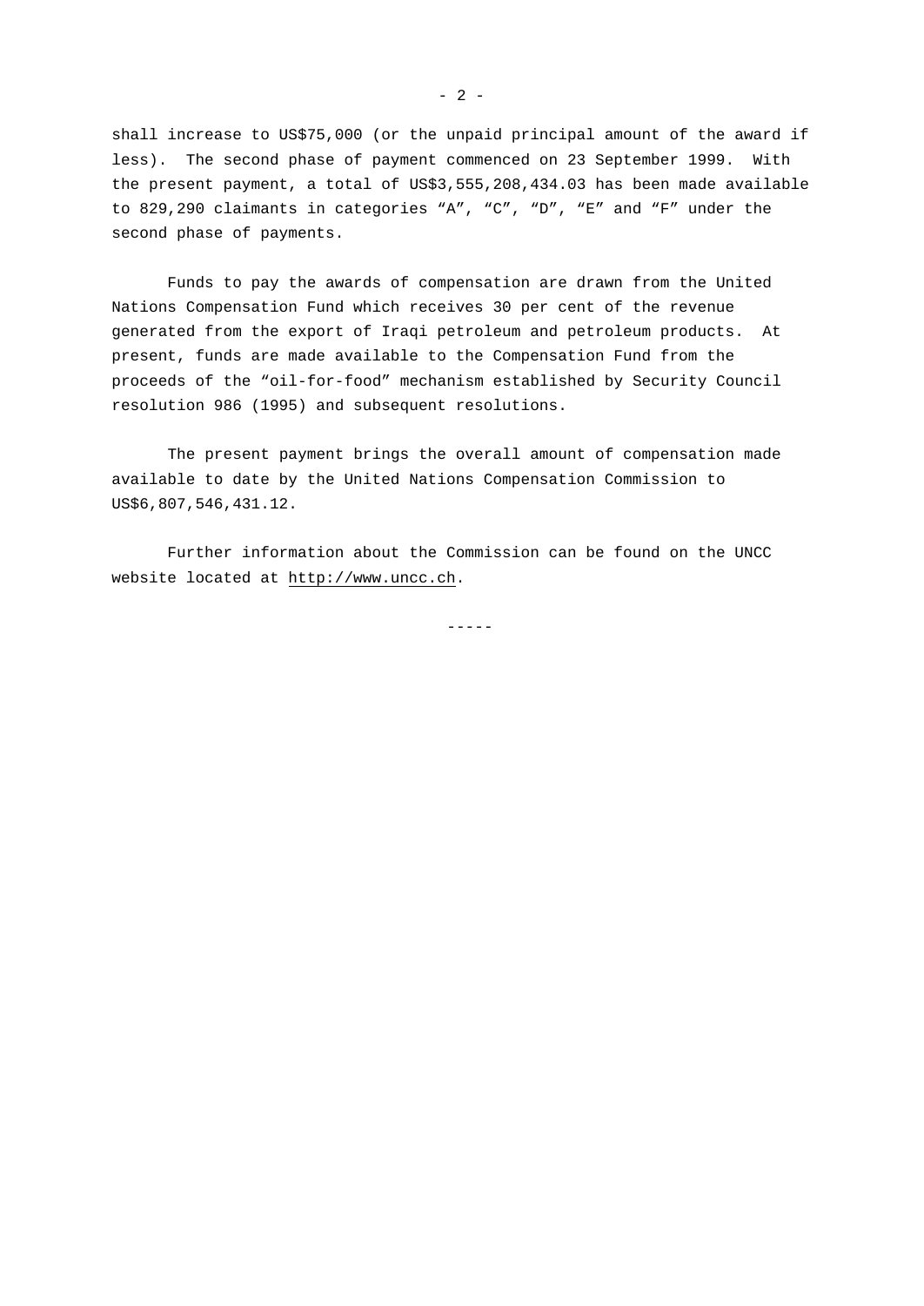shall increase to US$75,000 (or the unpaid principal amount of the award if less). The second phase of payment commenced on 23 September 1999. With the present payment, a total of US$3,555,208,434.03 has been made available to 829,290 claimants in categories “A”, “C”, “D”, “E” and “F” under the second phase of payments.

Funds to pay the awards of compensation are drawn from the United Nations Compensation Fund which receives 30 per cent of the revenue generated from the export of Iraqi petroleum and petroleum products. At present, funds are made available to the Compensation Fund from the proceeds of the “oil-for-food” mechanism established by Security Council resolution 986 (1995) and subsequent resolutions.

The present payment brings the overall amount of compensation made available to date by the United Nations Compensation Commission to US$6,807,546,431.12.

Further information about the Commission can be found on the UNCC website located at http://www.uncc.ch.

-----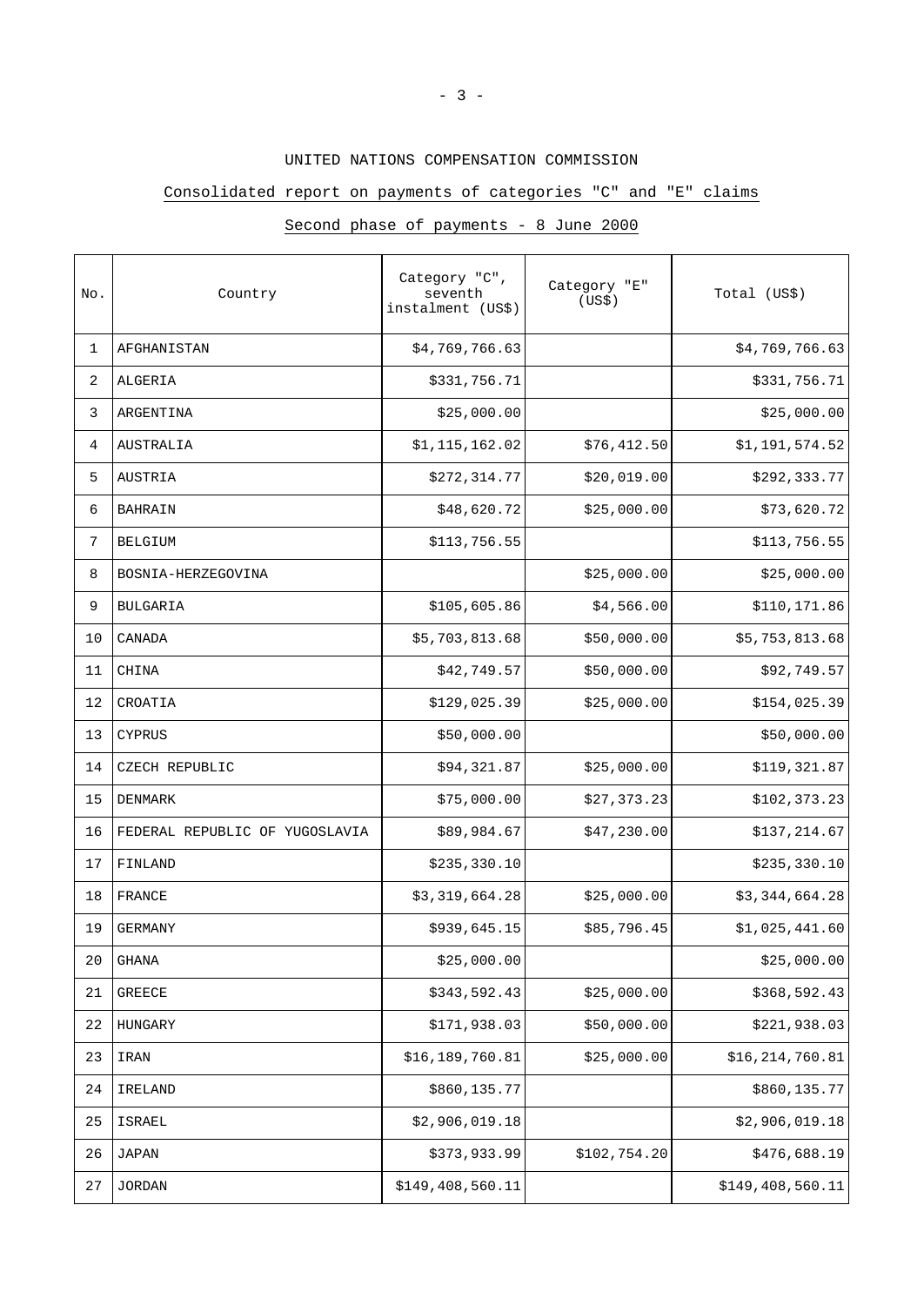UNITED NATIONS COMPENSATION COMMISSION

Consolidated report on payments of categories "C" and "E" claims

Second phase of payments - 8 June 2000

| No. | Country | Category "C", seventh instalment (US$) | Category "E" (US$) | Total (US$) |
|---|---|---|---|---|
| 1 | AFGHANISTAN | $4,769,766.63 | | $4,769,766.63 |
| 2 | ALGERIA | $331,756.71 | | $331,756.71 |
| 3 | ARGENTINA | $25,000.00 | | $25,000.00 |
| 4 | AUSTRALIA | $1,115,162.02 | $76,412.50 | $1,191,574.52 |
| 5 | AUSTRIA | $272,314.77 | $20,019.00 | $292,333.77 |
| 6 | BAHRAIN | $48,620.72 | $25,000.00 | $73,620.72 |
| 7 | BELGIUM | $113,756.55 | | $113,756.55 |
| 8 | BOSNIA-HERZEGOVINA | | $25,000.00 | $25,000.00 |
| 9 | BULGARIA | $105,605.86 | $4,566.00 | $110,171.86 |
| 10 | CANADA | $5,703,813.68 | $50,000.00 | $5,753,813.68 |
| 11 | CHINA | $42,749.57 | $50,000.00 | $92,749.57 |
| 12 | CROATIA | $129,025.39 | $25,000.00 | $154,025.39 |
| 13 | CYPRUS | $50,000.00 | | $50,000.00 |
| 14 | CZECH REPUBLIC | $94,321.87 | $25,000.00 | $119,321.87 |
| 15 | DENMARK | $75,000.00 | $27,373.23 | $102,373.23 |
| 16 | FEDERAL REPUBLIC OF YUGOSLAVIA | $89,984.67 | $47,230.00 | $137,214.67 |
| 17 | FINLAND | $235,330.10 | | $235,330.10 |
| 18 | FRANCE | $3,319,664.28 | $25,000.00 | $3,344,664.28 |
| 19 | GERMANY | $939,645.15 | $85,796.45 | $1,025,441.60 |
| 20 | GHANA | $25,000.00 | | $25,000.00 |
| 21 | GREECE | $343,592.43 | $25,000.00 | $368,592.43 |
| 22 | HUNGARY | $171,938.03 | $50,000.00 | $221,938.03 |
| 23 | IRAN | $16,189,760.81 | $25,000.00 | $16,214,760.81 |
| 24 | IRELAND | $860,135.77 | | $860,135.77 |
| 25 | ISRAEL | $2,906,019.18 | | $2,906,019.18 |
| 26 | JAPAN | $373,933.99 | $102,754.20 | $476,688.19 |
| 27 | JORDAN | $149,408,560.11 | | $149,408,560.11 |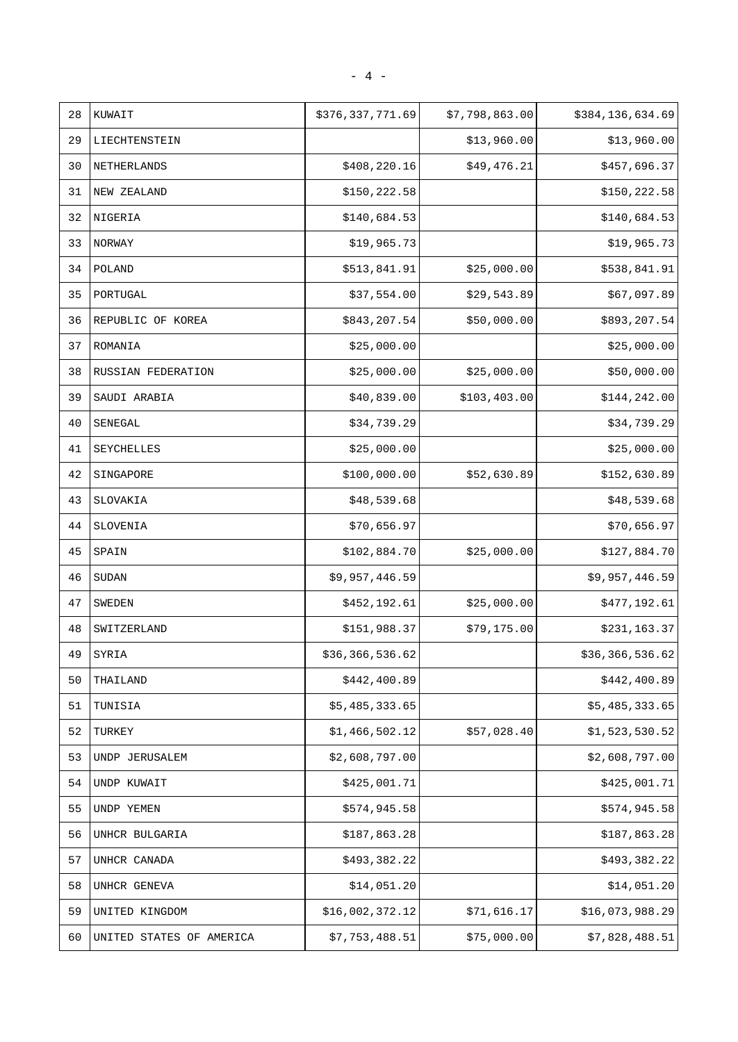| | | | | |
|---|---|---|---|---|
| 28 | KUWAIT | $376,337,771.69 | $7,798,863.00 | $384,136,634.69 |
| 29 | LIECHTENSTEIN | | $13,960.00 | $13,960.00 |
| 30 | NETHERLANDS | $408,220.16 | $49,476.21 | $457,696.37 |
| 31 | NEW ZEALAND | $150,222.58 | | $150,222.58 |
| 32 | NIGERIA | $140,684.53 | | $140,684.53 |
| 33 | NORWAY | $19,965.73 | | $19,965.73 |
| 34 | POLAND | $513,841.91 | $25,000.00 | $538,841.91 |
| 35 | PORTUGAL | $37,554.00 | $29,543.89 | $67,097.89 |
| 36 | REPUBLIC OF KOREA | $843,207.54 | $50,000.00 | $893,207.54 |
| 37 | ROMANIA | $25,000.00 | | $25,000.00 |
| 38 | RUSSIAN FEDERATION | $25,000.00 | $25,000.00 | $50,000.00 |
| 39 | SAUDI ARABIA | $40,839.00 | $103,403.00 | $144,242.00 |
| 40 | SENEGAL | $34,739.29 | | $34,739.29 |
| 41 | SEYCHELLES | $25,000.00 | | $25,000.00 |
| 42 | SINGAPORE | $100,000.00 | $52,630.89 | $152,630.89 |
| 43 | SLOVAKIA | $48,539.68 | | $48,539.68 |
| 44 | SLOVENIA | $70,656.97 | | $70,656.97 |
| 45 | SPAIN | $102,884.70 | $25,000.00 | $127,884.70 |
| 46 | SUDAN | $9,957,446.59 | | $9,957,446.59 |
| 47 | SWEDEN | $452,192.61 | $25,000.00 | $477,192.61 |
| 48 | SWITZERLAND | $151,988.37 | $79,175.00 | $231,163.37 |
| 49 | SYRIA | $36,366,536.62 | | $36,366,536.62 |
| 50 | THAILAND | $442,400.89 | | $442,400.89 |
| 51 | TUNISIA | $5,485,333.65 | | $5,485,333.65 |
| 52 | TURKEY | $1,466,502.12 | $57,028.40 | $1,523,530.52 |
| 53 | UNDP JERUSALEM | $2,608,797.00 | | $2,608,797.00 |
| 54 | UNDP KUWAIT | $425,001.71 | | $425,001.71 |
| 55 | UNDP YEMEN | $574,945.58 | | $574,945.58 |
| 56 | UNHCR BULGARIA | $187,863.28 | | $187,863.28 |
| 57 | UNHCR CANADA | $493,382.22 | | $493,382.22 |
| 58 | UNHCR GENEVA | $14,051.20 | | $14,051.20 |
| 59 | UNITED KINGDOM | $16,002,372.12 | $71,616.17 | $16,073,988.29 |
| 60 | UNITED STATES OF AMERICA | $7,753,488.51 | $75,000.00 | $7,828,488.51 |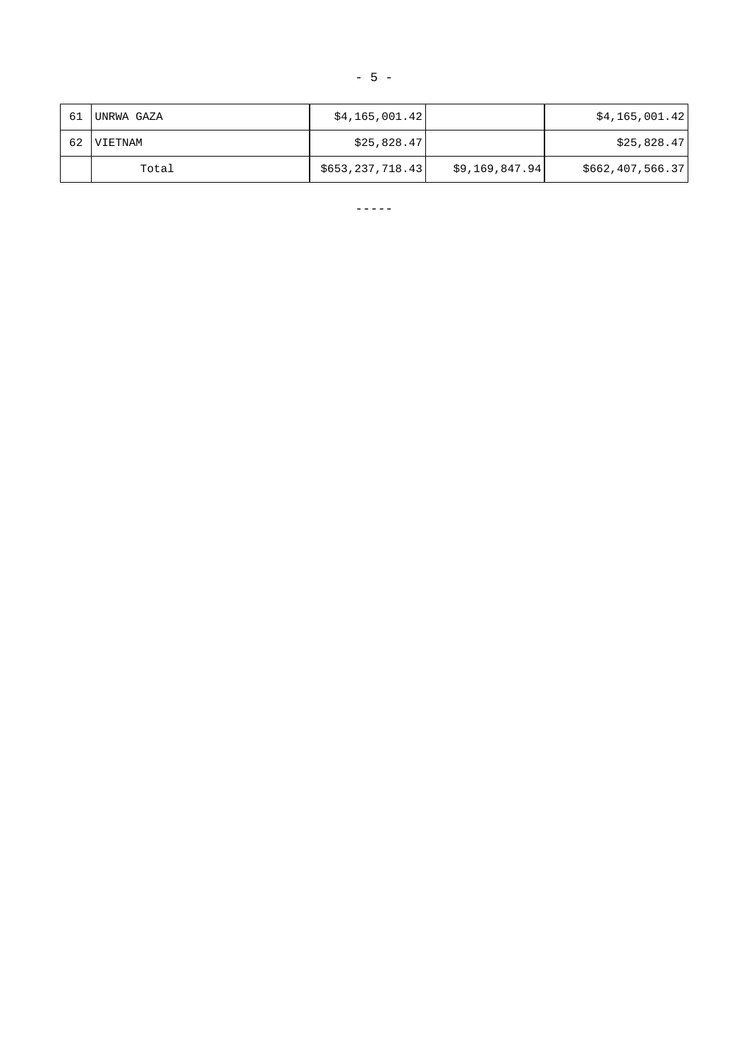| | | | | |
|---|---|---|---|---|
| 61 | UNRWA GAZA | $4,165,001.42 | | $4,165,001.42 |
| 62 | VIETNAM | $25,828.47 | | $25,828.47 |
| | Total | $653,237,718.43 | $9,169,847.94 | $662,407,566.37 |

-----